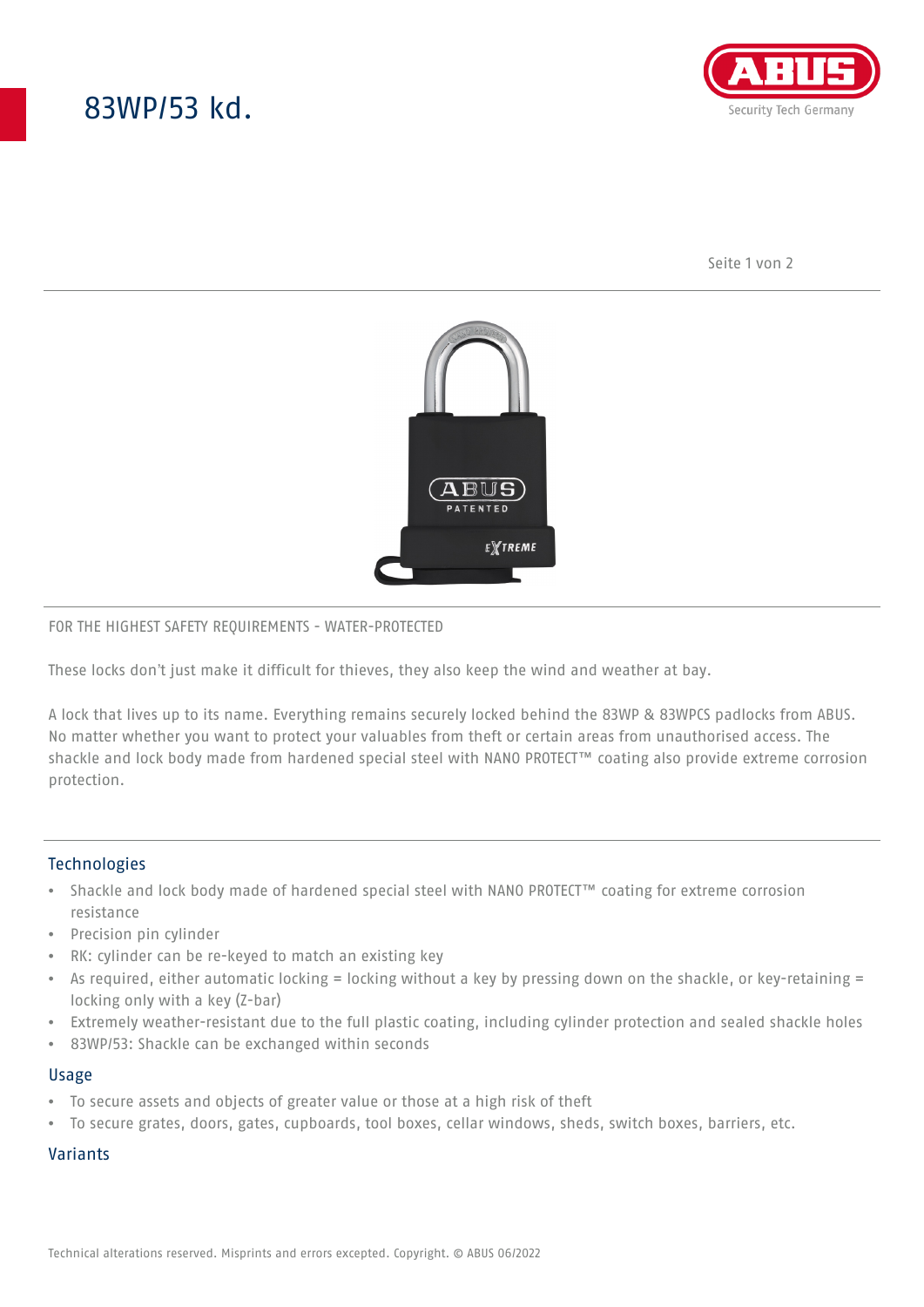# 83WP/53 kd.

FOR THE HIGHEST SAFETY REQUIREMENTS - WATER-PROTECTED

These locks don't just make it difficult for thieves, they also keep the wind and weather at bay.

A lock that lives up to its name. Everything remains securely locked behind the 83WP & 83WPCS padlocks from ABUS. No matter whether you want to protect your valuables from theft or certain areas from unauthorised access. The shackle and lock body made from hardened special steel with NANO PROTECT™ coating also provide extreme corrosion protection.

## Technologies

- Shackle and lock body made of hardened special steel with NANO PROTECT™ coating for extreme corrosion resistance
- Precision pin cylinder
- RK: cylinder can be re-keyed to match an existing key
- As required, either automatic locking = locking without a key by pressing down on the shackle, or key-retaining = locking only with a key (Z-bar)
- Extremely weather-resistant due to the full plastic coating, including cylinder protection and sealed shackle holes
- 83WP/53: Shackle can be exchanged within seconds

## Usage

- To secure assets and objects of greater value or those at a high risk of theft
- To secure grates, doors, gates, cupboards, tool boxes, cellar windows, sheds, switch boxes, barriers, etc.

## Variants

Technical alterations reserved. Misprints and errors excepted. Copyright. © ABUS 06/2022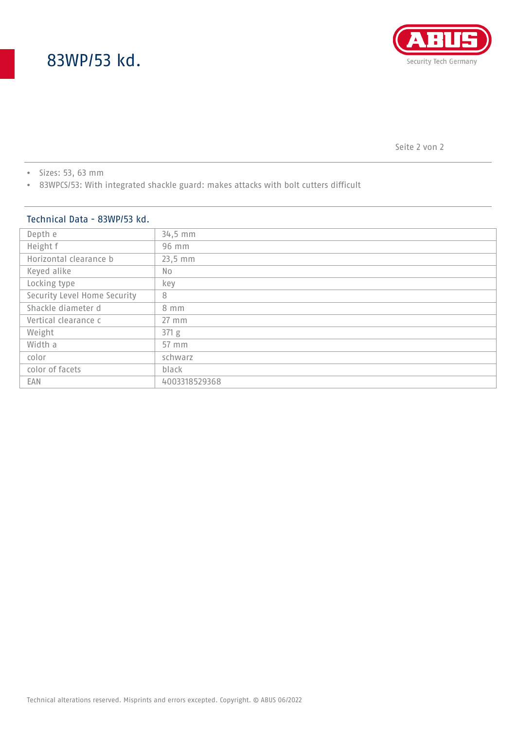- Sizes: 53, 63 mm
- 83WPCS/53: With integrated shackle guard: makes attacks with bolt cutters difficult

## Technical Data - 83WP/53 kd.

| | |
|---|---|
| Depth e | 34,5 mm |
| Height f | 96 mm |
| Horizontal clearance b | 23,5 mm |
| Keyed alike | No |
| Locking type | key |
| Security Level Home Security | 8 |
| Shackle diameter d | 8 mm |
| Vertical clearance c | 27 mm |
| Weight | 371 g |
| Width a | 57 mm |
| color | schwarz |
| color of facets | black |
| EAN | 4003318529368 |

Technical alterations reserved. Misprints and errors excepted. Copyright. © ABUS 06/2022